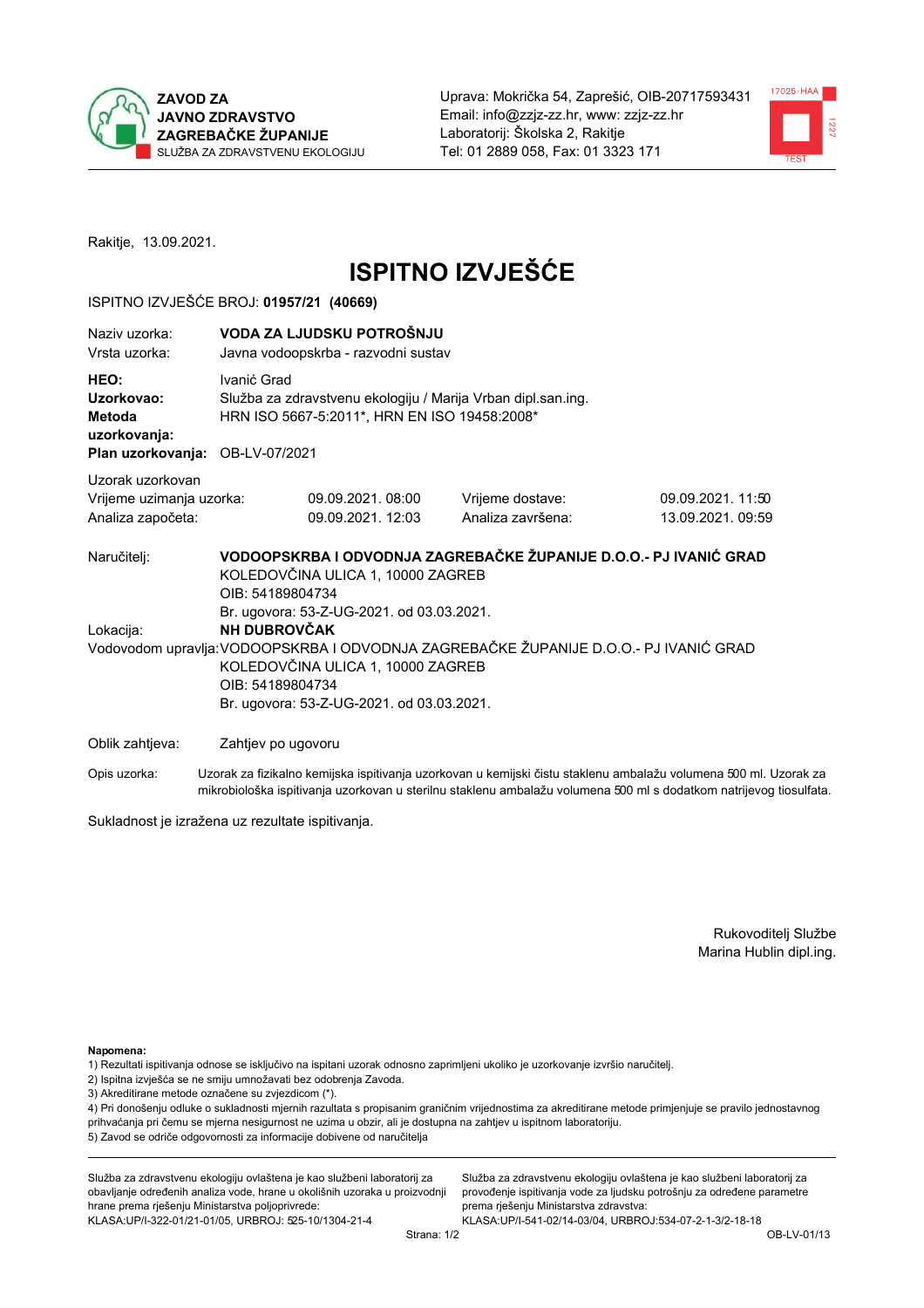ZAVOD ZA JAVNO ZDRAVSTVO ZAGREBAČKE ŽUPANIJE
SLUŽBA ZA ZDRAVSTVENU EKOLOGIJU

Uprava: Mokrička 54, Zaprešić, OIB-20717593431
Email: info@zzjz-zz.hr, www: zzjz-zz.hr
Laboratorij: Školska 2, Rakitje
Tel: 01 2889 058, Fax: 01 3323 171

Rakitje, 13.09.2021.

# ISPITNO IZVJEŠĆE

ISPITNO IZVJEŠĆE BROJ: **01957/21 (40669)**

| | |
|---|---|
| Naziv uzorka: | **VODA ZA LJUDSKU POTROŠNJU** |
| Vrsta uzorka: | Javna vodoopskrba - razvodni sustav |
| **HEO:** | Ivanić Grad |
| **Uzorkovao:** | Služba za zdravstvenu ekologiju / Marija Vrban dipl.san.ing. |
| **Metoda uzorkovanja:** | HRN ISO 5667-5:2011*, HRN EN ISO 19458:2008* |
| **Plan uzorkovanja:** | OB-LV-07/2021 |

Uzorak uzorkovan

| | | | |
|---|---|---|---|
| Vrijeme uzimanja uzorka: | 09.09.2021. 08:00 | Vrijeme dostave: | 09.09.2021. 11:50 |
| Analiza započeta: | 09.09.2021. 12:03 | Analiza završena: | 13.09.2021. 09:59 |

Naručitelj: **VODOOPSKRBA I ODVODNJA ZAGREBAČKE ŽUPANIJE D.O.O.- PJ IVANIĆ GRAD**
KOLEDOVČINA ULICA 1, 10000 ZAGREB
OIB: 54189804734
Br. ugovora: 53-Z-UG-2021. od 03.03.2021.

Lokacija: **NH DUBROVČAK**

Vodovodom upravlja: VODOOPSKRBA I ODVODNJA ZAGREBAČKE ŽUPANIJE D.O.O.- PJ IVANIĆ GRAD
KOLEDOVČINA ULICA 1, 10000 ZAGREB
OIB: 54189804734
Br. ugovora: 53-Z-UG-2021. od 03.03.2021.

Oblik zahtjeva: Zahtjev po ugovoru

Opis uzorka: Uzorak za fizikalno kemijska ispitivanja uzorkovan u kemijski čistu staklenu ambalažu volumena 500 ml. Uzorak za mikrobiološka ispitivanja uzorkovan u sterilnu staklenu ambalažu volumena 500 ml s dodatkom natrijevog tiosulfata.

Sukladnost je izražena uz rezultate ispitivanja.

Rukovoditelj Službe
Marina Hublin dipl.ing.

**Napomena:**
1) Rezultati ispitivanja odnose se isključivo na ispitani uzorak odnosno zaprimljeni ukoliko je uzorkovanje izvršio naručitelj.
2) Ispitna izvješća se ne smiju umnožavati bez odobrenja Zavoda.
3) Akreditirane metode označene su zvjezdicom (*).
4) Pri donošenju odluke o sukladnosti mjernih razultata s propisanim graničnim vrijednostima za akreditirane metode primjenjuje se pravilo jednostavnog prihvaćanja pri čemu se mjerna nesigurnost ne uzima u obzir, ali je dostupna na zahtjev u ispitnom laboratoriju.
5) Zavod se odriče odgovornosti za informacije dobivene od naručitelja

Služba za zdravstvenu ekologiju ovlaštena je kao službeni laboratorij za obavljanje određenih analiza vode, hrane u okolišnih uzoraka u proizvodnji hrane prema rješenju Ministarstva poljoprivrede:
KLASA:UP/I-322-01/21-01/05, URBROJ: 525-10/1304-21-4

Služba za zdravstvenu ekologiju ovlaštena je kao službeni laboratorij za provođenje ispitivanja vode za ljudsku potrošnju za određene parametre prema rješenju Ministarstva zdravstva:
KLASA:UP/I-541-02/14-03/04, URBROJ:534-07-2-1-3/2-18-18

OB-LV-01/13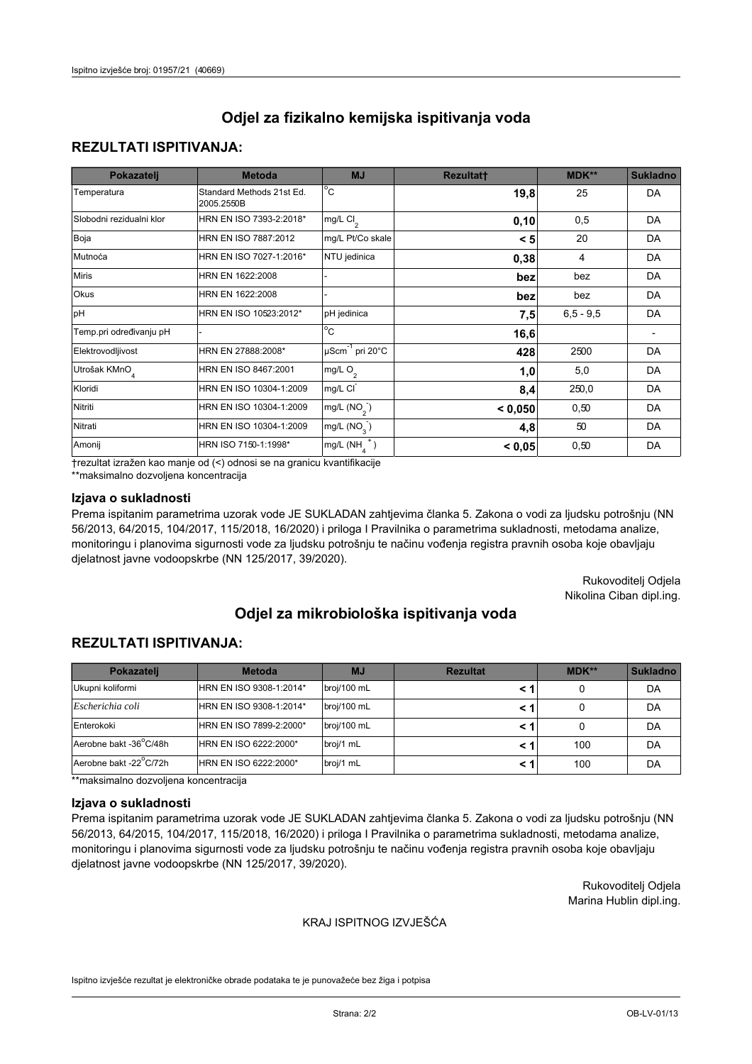# Odjel za fizikalno kemijska ispitivanja voda

## REZULTATI ISPITIVANJA:

| Pokazatelj | Metoda | MJ | Rezultat† | MDK** | Sukladno |
|---|---|---|---|---|---|
| Temperatura | Standard Methods 21st Ed. 2005.2550B | °C | **19,8** | 25 | DA |
| Slobodni rezidualni klor | HRN EN ISO 7393-2:2018* | mg/L $Cl_2$ | **0,10** | 0,5 | DA |
| Boja | HRN EN ISO 7887:2012 | mg/L Pt/Co skale | **< 5** | 20 | DA |
| Mutnoća | HRN EN ISO 7027-1:2016* | NTU jedinica | **0,38** | 4 | DA |
| Miris | HRN EN 1622:2008 | - | **bez** | bez | DA |
| Okus | HRN EN 1622:2008 | - | **bez** | bez | DA |
| pH | HRN EN ISO 10523:2012* | pH jedinica | **7,5** | 6,5 - 9,5 | DA |
| Temp.pri određivanju pH | - | °C | **16,6** | | - |
| Elektrovodljivost | HRN EN 27888:2008* | $\mu Scm^{-1}$ pri 20°C | **428** | 2500 | DA |
| Utrošak $KMnO_4$ | HRN EN ISO 8467:2001 | mg/L $O_2$ | **1,0** | 5,0 | DA |
| Kloridi | HRN EN ISO 10304-1:2009 | mg/L $Cl^-$ | **8,4** | 250,0 | DA |
| Nitriti | HRN EN ISO 10304-1:2009 | mg/L $(NO_2^-)$ | **< 0,050** | 0,50 | DA |
| Nitrati | HRN EN ISO 10304-1:2009 | mg/L $(NO_3^-)$ | **4,8** | 50 | DA |
| Amonij | HRN ISO 7150-1:1998* | mg/L $(NH_4^+)$ | **< 0,05** | 0,50 | DA |

†rezultat izražen kao manje od (<) odnosi se na granicu kvantifikacije
**maksimalno dozvoljena koncentracija

### Izjava o sukladnosti

Prema ispitanim parametrima uzorak vode JE SUKLADAN zahtjevima članka 5. Zakona o vodi za ljudsku potrošnju (NN 56/2013, 64/2015, 104/2017, 115/2018, 16/2020) i priloga I Pravilnika o parametrima sukladnosti, metodama analize, monitoringu i planovima sigurnosti vode za ljudsku potrošnju te načinu vođenja registra pravnih osoba koje obavljaju djelatnost javne vodoopskrbe (NN 125/2017, 39/2020).

Rukovoditelj Odjela
Nikolina Ciban dipl.ing.

# Odjel za mikrobiološka ispitivanja voda

## REZULTATI ISPITIVANJA:

| Pokazatelj | Metoda | MJ | Rezultat | MDK** | Sukladno |
|---|---|---|---|---|---|
| Ukupni koliformi | HRN EN ISO 9308-1:2014* | broj/100 mL | **< 1** | 0 | DA |
| *Escherichia coli* | HRN EN ISO 9308-1:2014* | broj/100 mL | **< 1** | 0 | DA |
| Enterokoki | HRN EN ISO 7899-2:2000* | broj/100 mL | **< 1** | 0 | DA |
| Aerobne bakt -36°C/48h | HRN EN ISO 6222:2000* | broj/1 mL | **< 1** | 100 | DA |
| Aerobne bakt -22°C/72h | HRN EN ISO 6222:2000* | broj/1 mL | **< 1** | 100 | DA |

**maksimalno dozvoljena koncentracija

### Izjava o sukladnosti

Prema ispitanim parametrima uzorak vode JE SUKLADAN zahtjevima članka 5. Zakona o vodi za ljudsku potrošnju (NN 56/2013, 64/2015, 104/2017, 115/2018, 16/2020) i priloga I Pravilnika o parametrima sukladnosti, metodama analize, monitoringu i planovima sigurnosti vode za ljudsku potrošnju te načinu vođenja registra pravnih osoba koje obavljaju djelatnost javne vodoopskrbe (NN 125/2017, 39/2020).

Rukovoditelj Odjela
Marina Hublin dipl.ing.

KRAJ ISPITNOG IZVJEŠĆA

Ispitno izvješće rezultat je elektroničke obrade podataka te je punovažeće bez žiga i potpisa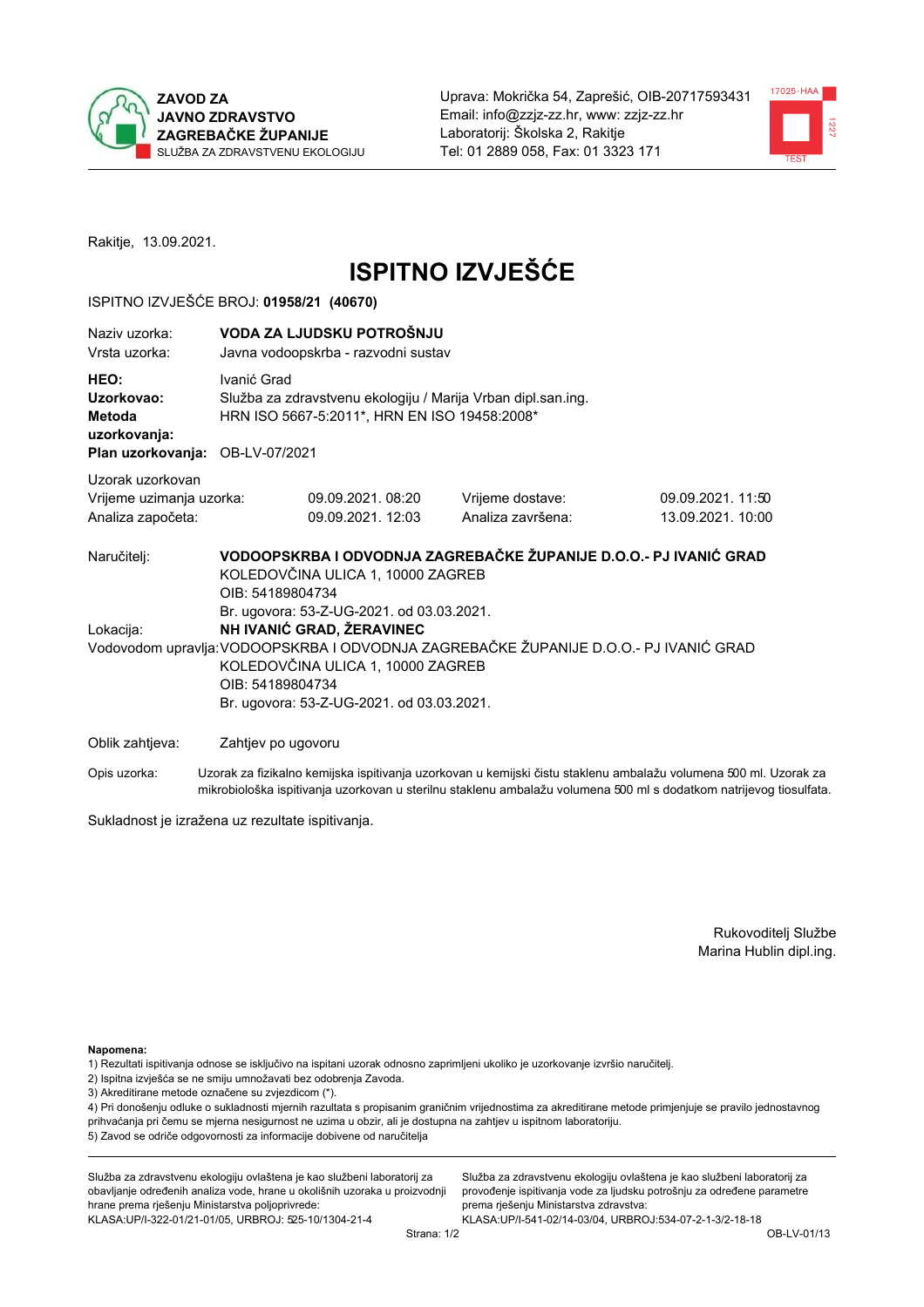ZAVOD ZA JAVNO ZDRAVSTVO ZAGREBAČKE ŽUPANIJE
SLUŽBA ZA ZDRAVSTVENU EKOLOGIJU

Uprava: Mokrička 54, Zaprešić, OIB-20717593431
Email: info@zzjz-zz.hr, www: zzjz-zz.hr
Laboratorij: Školska 2, Rakitje
Tel: 01 2889 058, Fax: 01 3323 171

Rakitje, 13.09.2021.

# ISPITNO IZVJEŠĆE

ISPITNO IZVJEŠĆE BROJ: **01958/21 (40670)**

| | |
|---|---|
| Naziv uzorka: | **VODA ZA LJUDSKU POTROŠNJU** |
| Vrsta uzorka: | Javna vodoopskrba - razvodni sustav |
| **HEO:** | Ivanić Grad |
| **Uzorkovao:** | Služba za zdravstvenu ekologiju / Marija Vrban dipl.san.ing. |
| **Metoda uzorkovanja:** | HRN ISO 5667-5:2011*, HRN EN ISO 19458:2008* |
| **Plan uzorkovanja:** | OB-LV-07/2021 |

Uzorak uzorkovan

| | | | |
|---|---|---|---|
| Vrijeme uzimanja uzorka: | 09.09.2021. 08:20 | Vrijeme dostave: | 09.09.2021. 11:50 |
| Analiza započeta: | 09.09.2021. 12:03 | Analiza završena: | 13.09.2021. 10:00 |

Naručitelj: **VODOOPSKRBA I ODVODNJA ZAGREBAČKE ŽUPANIJE D.O.O.- PJ IVANIĆ GRAD**
KOLEDOVČINA ULICA 1, 10000 ZAGREB
OIB: 54189804734
Br. ugovora: 53-Z-UG-2021. od 03.03.2021.

Lokacija: **NH IVANIĆ GRAD, ŽERAVINEC**

Vodovodom upravlja: VODOOPSKRBA I ODVODNJA ZAGREBAČKE ŽUPANIJE D.O.O.- PJ IVANIĆ GRAD
KOLEDOVČINA ULICA 1, 10000 ZAGREB
OIB: 54189804734
Br. ugovora: 53-Z-UG-2021. od 03.03.2021.

Oblik zahtjeva: Zahtjev po ugovoru

Opis uzorka: Uzorak za fizikalno kemijska ispitivanja uzorkovan u kemijski čistu staklenu ambalažu volumena 500 ml. Uzorak za mikrobiološka ispitivanja uzorkovan u sterilnu staklenu ambalažu volumena 500 ml s dodatkom natrijevog tiosulfata.

Sukladnost je izražena uz rezultate ispitivanja.

Rukovoditelj Službe
Marina Hublin dipl.ing.

**Napomena:**
1) Rezultati ispitivanja odnose se isključivo na ispitani uzorak odnosno zaprimljeni ukoliko je uzorkovanje izvršio naručitelj.
2) Ispitna izvješća se ne smiju umnožavati bez odobrenja Zavoda.
3) Akreditirane metode označene su zvjezdicom (*).
4) Pri donošenju odluke o sukladnosti mjernih razultata s propisanim graničnim vrijednostima za akreditirane metode primjenjuje se pravilo jednostavnog prihvaćanja pri čemu se mjerna nesigurnost ne uzima u obzir, ali je dostupna na zahtjev u ispitnom laboratoriju.
5) Zavod se odriče odgovornosti za informacije dobivene od naručitelja

Služba za zdravstvenu ekologiju ovlaštena je kao službeni laboratorij za obavljanje određenih analiza vode, hrane u okolišnih uzoraka u proizvodnji hrane prema rješenju Ministarstva poljoprivrede:
KLASA:UP/I-322-01/21-01/05, URBROJ: 525-10/1304-21-4

Služba za zdravstvenu ekologiju ovlaštena je kao službeni laboratorij za provođenje ispitivanja vode za ljudsku potrošnju za određene parametre prema rješenju Ministarstva zdravstva:
KLASA:UP/I-541-02/14-03/04, URBROJ:534-07-2-1-3/2-18-18

OB-LV-01/13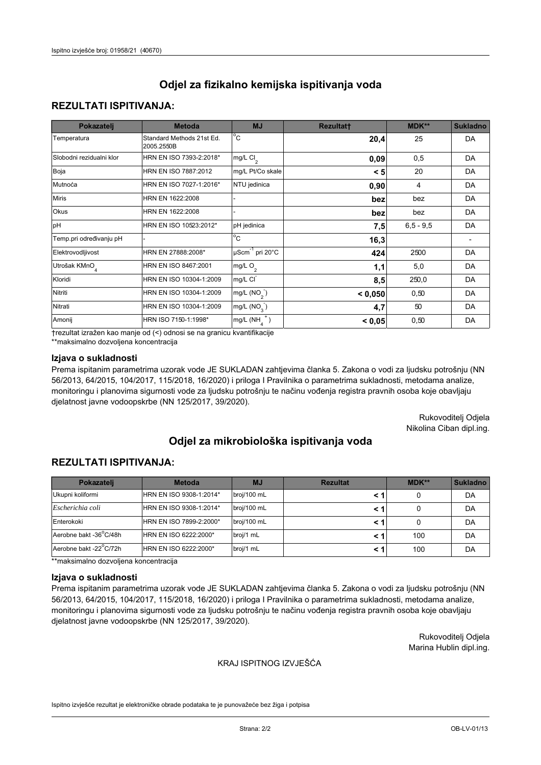# Odjel za fizikalno kemijska ispitivanja voda

## REZULTATI ISPITIVANJA:

| Pokazatelj | Metoda | MJ | Rezultat† | MDK** | Sukladno |
|---|---|---|---|---|---|
| Temperatura | Standard Methods 21st Ed. 2005.2550B | °C | **20,4** | 25 | DA |
| Slobodni rezidualni klor | HRN EN ISO 7393-2:2018* | mg/L $Cl_2$ | **0,09** | 0,5 | DA |
| Boja | HRN EN ISO 7887:2012 | mg/L Pt/Co skale | **< 5** | 20 | DA |
| Mutnoća | HRN EN ISO 7027-1:2016* | NTU jedinica | **0,90** | 4 | DA |
| Miris | HRN EN 1622:2008 | - | **bez** | bez | DA |
| Okus | HRN EN 1622:2008 | - | **bez** | bez | DA |
| pH | HRN EN ISO 10523:2012* | pH jedinica | **7,5** | 6,5 - 9,5 | DA |
| Temp.pri određivanju pH | - | °C | **16,3** | | - |
| Elektrovodljivost | HRN EN 27888:2008* | $\mu Scm^{-1}$ pri 20°C | **424** | 2500 | DA |
| Utrošak $KMnO_4$ | HRN EN ISO 8467:2001 | mg/L $O_2$ | **1,1** | 5,0 | DA |
| Kloridi | HRN EN ISO 10304-1:2009 | mg/L $Cl^-$ | **8,5** | 250,0 | DA |
| Nitriti | HRN EN ISO 10304-1:2009 | mg/L $(NO_2^-)$ | **< 0,050** | 0,50 | DA |
| Nitrati | HRN EN ISO 10304-1:2009 | mg/L $(NO_3^-)$ | **4,7** | 50 | DA |
| Amonij | HRN ISO 7150-1:1998* | mg/L $(NH_4^+)$ | **< 0,05** | 0,50 | DA |

†rezultat izražen kao manje od (<) odnosi se na granicu kvantifikacije

**maksimalno dozvoljena koncentracija

### Izjava o sukladnosti

Prema ispitanim parametrima uzorak vode JE SUKLADAN zahtjevima članka 5. Zakona o vodi za ljudsku potrošnju (NN 56/2013, 64/2015, 104/2017, 115/2018, 16/2020) i priloga I Pravilnika o parametrima sukladnosti, metodama analize, monitoringu i planovima sigurnosti vode za ljudsku potrošnju te načinu vođenja registra pravnih osoba koje obavljaju djelatnost javne vodoopskrbe (NN 125/2017, 39/2020).

Rukovoditelj Odjela
Nikolina Ciban dipl.ing.

# Odjel za mikrobiološka ispitivanja voda

## REZULTATI ISPITIVANJA:

| Pokazatelj | Metoda | MJ | Rezultat | MDK** | Sukladno |
|---|---|---|---|---|---|
| Ukupni koliformi | HRN EN ISO 9308-1:2014* | broj/100 mL | **< 1** | 0 | DA |
| *Escherichia coli* | HRN EN ISO 9308-1:2014* | broj/100 mL | **< 1** | 0 | DA |
| Enterokoki | HRN EN ISO 7899-2:2000* | broj/100 mL | **< 1** | 0 | DA |
| Aerobne bakt -36°C/48h | HRN EN ISO 6222:2000* | broj/1 mL | **< 1** | 100 | DA |
| Aerobne bakt -22°C/72h | HRN EN ISO 6222:2000* | broj/1 mL | **< 1** | 100 | DA |

**maksimalno dozvoljena koncentracija

### Izjava o sukladnosti

Prema ispitanim parametrima uzorak vode JE SUKLADAN zahtjevima članka 5. Zakona o vodi za ljudsku potrošnju (NN 56/2013, 64/2015, 104/2017, 115/2018, 16/2020) i priloga I Pravilnika o parametrima sukladnosti, metodama analize, monitoringu i planovima sigurnosti vode za ljudsku potrošnju te načinu vođenja registra pravnih osoba koje obavljaju djelatnost javne vodoopskrbe (NN 125/2017, 39/2020).

Rukovoditelj Odjela
Marina Hublin dipl.ing.

KRAJ ISPITNOG IZVJEŠĆA

Ispitno izvješće rezultat je elektroničke obrade podataka te je punovažeće bez žiga i potpisa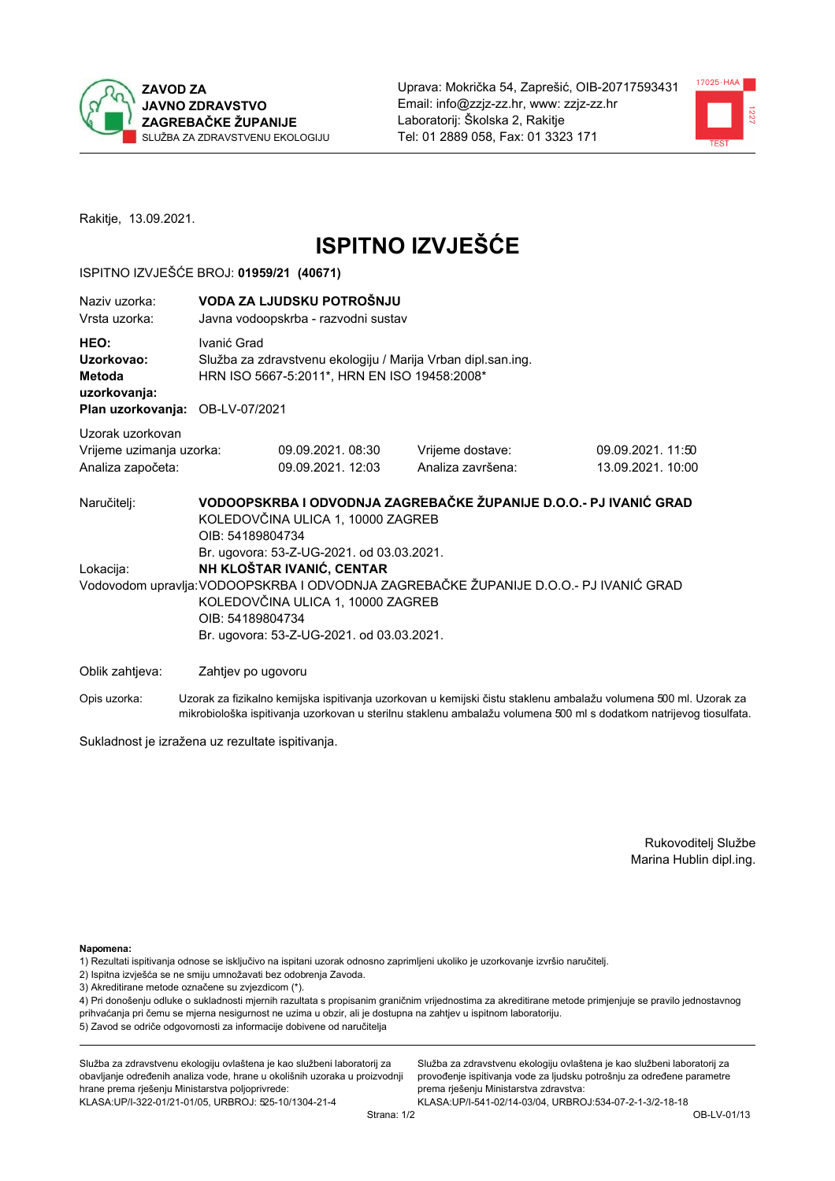**ZAVOD ZA JAVNO ZDRAVSTVO ZAGREBAČKE ŽUPANIJE**
SLUŽBA ZA ZDRAVSTVENU EKOLOGIJU

Uprava: Mokrička 54, Zaprešić, OIB-20717593431
Email: info@zzjz-zz.hr, www: zzjz-zz.hr
Laboratorij: Školska 2, Rakitje
Tel: 01 2889 058, Fax: 01 3323 171

Rakitje, 13.09.2021.

# ISPITNO IZVJEŠĆE

ISPITNO IZVJEŠĆE BROJ: **01959/21 (40671)**

| | |
|---|---|
| Naziv uzorka: | **VODA ZA LJUDSKU POTROŠNJU** |
| Vrsta uzorka: | Javna vodoopskrba - razvodni sustav |
| **HEO:** | Ivanić Grad |
| **Uzorkovao:** | Služba za zdravstvenu ekologiju / Marija Vrban dipl.san.ing. |
| **Metoda uzorkovanja:** | HRN ISO 5667-5:2011*, HRN EN ISO 19458:2008* |
| **Plan uzorkovanja:** | OB-LV-07/2021 |

Uzorak uzorkovan

| | | | |
|---|---|---|---|
| Vrijeme uzimanja uzorka: | 09.09.2021. 08:30 | Vrijeme dostave: | 09.09.2021. 11:50 |
| Analiza započeta: | 09.09.2021. 12:03 | Analiza završena: | 13.09.2021. 10:00 |

Naručitelj: **VODOOPSKRBA I ODVODNJA ZAGREBAČKE ŽUPANIJE D.O.O.- PJ IVANIĆ GRAD**
KOLEDOVČINA ULICA 1, 10000 ZAGREB
OIB: 54189804734
Br. ugovora: 53-Z-UG-2021. od 03.03.2021.

Lokacija: **NH KLOŠTAR IVANIĆ, CENTAR**

Vodovodom upravlja: VODOOPSKRBA I ODVODNJA ZAGREBAČKE ŽUPANIJE D.O.O.- PJ IVANIĆ GRAD
KOLEDOVČINA ULICA 1, 10000 ZAGREB
OIB: 54189804734
Br. ugovora: 53-Z-UG-2021. od 03.03.2021.

Oblik zahtjeva: Zahtjev po ugovoru

Opis uzorka: Uzorak za fizikalno kemijska ispitivanja uzorkovan u kemijski čistu staklenu ambalažu volumena 500 ml. Uzorak za mikrobiološka ispitivanja uzorkovan u sterilnu staklenu ambalažu volumena 500 ml s dodatkom natrijevog tiosulfata.

Sukladnost je izražena uz rezultate ispitivanja.

Rukovoditelj Službe
Marina Hublin dipl.ing.

**Napomena:**
1) Rezultati ispitivanja odnose se isključivo na ispitani uzorak odnosno zaprimljeni ukoliko je uzorkovanje izvršio naručitelj.
2) Ispitna izvješća se ne smiju umnožavati bez odobrenja Zavoda.
3) Akreditirane metode označene su zvjezdicom (*).
4) Pri donošenju odluke o sukladnosti mjernih razultata s propisanim graničnim vrijednostima za akreditirane metode primjenjuje se pravilo jednostavnog prihvaćanja pri čemu se mjerna nesigurnost ne uzima u obzir, ali je dostupna na zahtjev u ispitnom laboratoriju.
5) Zavod se odriče odgovornosti za informacije dobivene od naručitelja

Služba za zdravstvenu ekologiju ovlaštena je kao službeni laboratorij za obavljanje određenih analiza vode, hrane u okolišnih uzoraka u proizvodnji hrane prema rješenju Ministarstva poljoprivrede:
KLASA:UP/I-322-01/21-01/05, URBROJ: 525-10/1304-21-4

Služba za zdravstvenu ekologiju ovlaštena je kao službeni laboratorij za provođenje ispitivanja vode za ljudsku potrošnju za određene parametre prema rješenju Ministarstva zdravstva:
KLASA:UP/I-541-02/14-03/04, URBROJ:534-07-2-1-3/2-18-18

OB-LV-01/13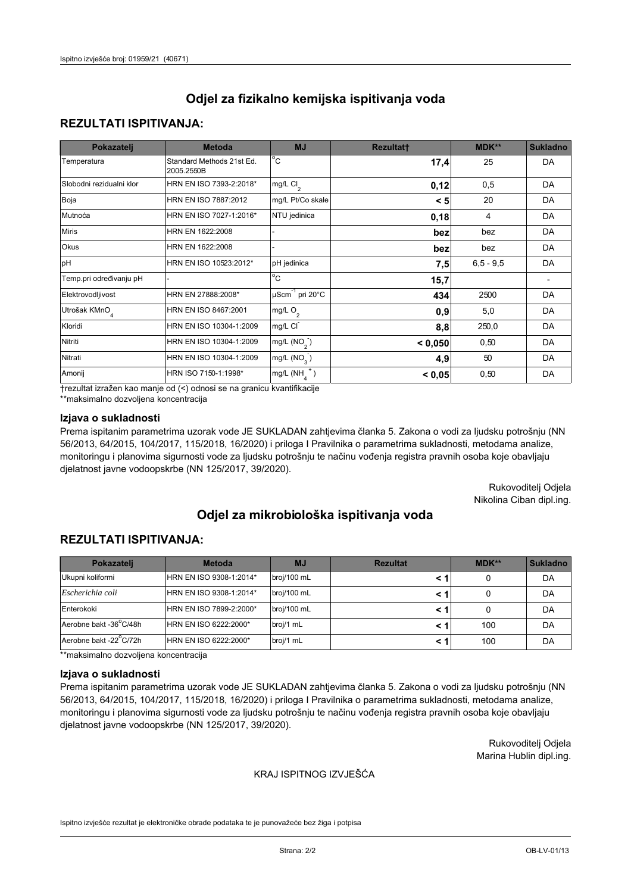# Odjel za fizikalno kemijska ispitivanja voda

## REZULTATI ISPITIVANJA:

| Pokazatelj | Metoda | MJ | Rezultat† | MDK** | Sukladno |
|---|---|---|---|---|---|
| Temperatura | Standard Methods 21st Ed. 2005.2550B | °C | **17,4** | 25 | DA |
| Slobodni rezidualni klor | HRN EN ISO 7393-2:2018* | mg/L $Cl_2$ | **0,12** | 0,5 | DA |
| Boja | HRN EN ISO 7887:2012 | mg/L Pt/Co skale | **< 5** | 20 | DA |
| Mutnoća | HRN EN ISO 7027-1:2016* | NTU jedinica | **0,18** | 4 | DA |
| Miris | HRN EN 1622:2008 | - | **bez** | bez | DA |
| Okus | HRN EN 1622:2008 | - | **bez** | bez | DA |
| pH | HRN EN ISO 10523:2012* | pH jedinica | **7,5** | 6,5 - 9,5 | DA |
| Temp.pri određivanju pH | - | °C | **15,7** | | - |
| Elektrovodljivost | HRN EN 27888:2008* | $\mu Scm^{-1}$ pri 20°C | **434** | 2500 | DA |
| Utrošak $KMnO_4$ | HRN EN ISO 8467:2001 | mg/L $O_2$ | **0,9** | 5,0 | DA |
| Kloridi | HRN EN ISO 10304-1:2009 | mg/L $Cl^-$ | **8,8** | 250,0 | DA |
| Nitriti | HRN EN ISO 10304-1:2009 | mg/L ($NO_2^-$) | **< 0,050** | 0,50 | DA |
| Nitrati | HRN EN ISO 10304-1:2009 | mg/L ($NO_3^-$) | **4,9** | 50 | DA |
| Amonij | HRN ISO 7150-1:1998* | mg/L ($NH_4^+$) | **< 0,05** | 0,50 | DA |

†rezultat izražen kao manje od (<) odnosi se na granicu kvantifikacije

**maksimalno dozvoljena koncentracija

### Izjava o sukladnosti

Prema ispitanim parametrima uzorak vode JE SUKLADAN zahtjevima članka 5. Zakona o vodi za ljudsku potrošnju (NN 56/2013, 64/2015, 104/2017, 115/2018, 16/2020) i priloga I Pravilnika o parametrima sukladnosti, metodama analize, monitoringu i planovima sigurnosti vode za ljudsku potrošnju te načinu vođenja registra pravnih osoba koje obavljaju djelatnost javne vodoopskrbe (NN 125/2017, 39/2020).

Rukovoditelj Odjela
Nikolina Ciban dipl.ing.

# Odjel za mikrobiološka ispitivanja voda

## REZULTATI ISPITIVANJA:

| Pokazatelj | Metoda | MJ | Rezultat | MDK** | Sukladno |
|---|---|---|---|---|---|
| Ukupni koliformi | HRN EN ISO 9308-1:2014* | broj/100 mL | **< 1** | 0 | DA |
| *Escherichia coli* | HRN EN ISO 9308-1:2014* | broj/100 mL | **< 1** | 0 | DA |
| Enterokoki | HRN EN ISO 7899-2:2000* | broj/100 mL | **< 1** | 0 | DA |
| Aerobne bakt -36°C/48h | HRN EN ISO 6222:2000* | broj/1 mL | **< 1** | 100 | DA |
| Aerobne bakt -22°C/72h | HRN EN ISO 6222:2000* | broj/1 mL | **< 1** | 100 | DA |

**maksimalno dozvoljena koncentracija

### Izjava o sukladnosti

Prema ispitanim parametrima uzorak vode JE SUKLADAN zahtjevima članka 5. Zakona o vodi za ljudsku potrošnju (NN 56/2013, 64/2015, 104/2017, 115/2018, 16/2020) i priloga I Pravilnika o parametrima sukladnosti, metodama analize, monitoringu i planovima sigurnosti vode za ljudsku potrošnju te načinu vođenja registra pravnih osoba koje obavljaju djelatnost javne vodoopskrbe (NN 125/2017, 39/2020).

Rukovoditelj Odjela
Marina Hublin dipl.ing.

KRAJ ISPITNOG IZVJEŠĆA

Ispitno izvješće rezultat je elektroničke obrade podataka te je punovažeće bez žiga i potpisa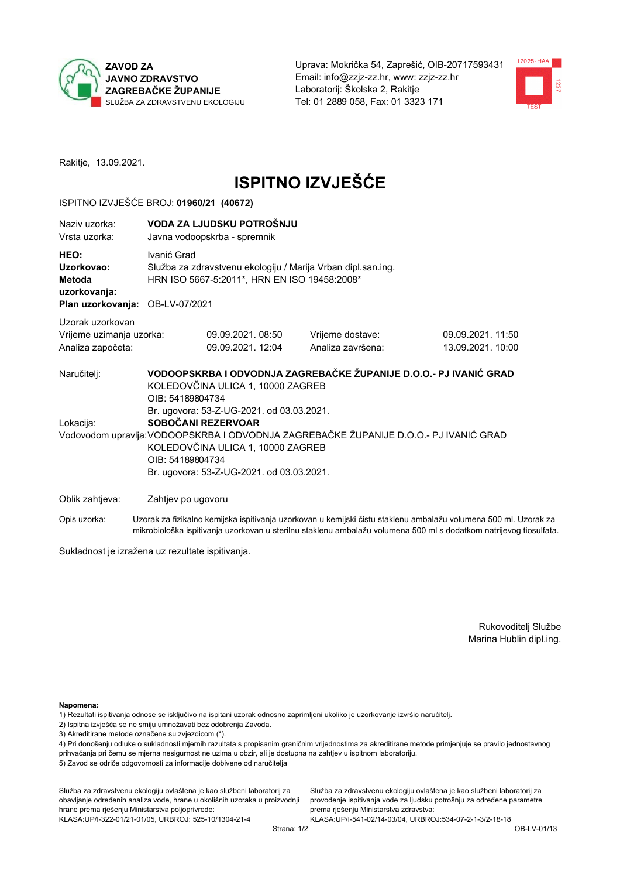**ZAVOD ZA JAVNO ZDRAVSTVO ZAGREBAČKE ŽUPANIJE**
SLUŽBA ZA ZDRAVSTVENU EKOLOGIJU

Uprava: Mokrička 54, Zaprešić, OIB-20717593431
Email: info@zzjz-zz.hr, www: zzjz-zz.hr
Laboratorij: Školska 2, Rakitje
Tel: 01 2889 058, Fax: 01 3323 171

Rakitje, 13.09.2021.

# ISPITNO IZVJEŠĆE

ISPITNO IZVJEŠĆE BROJ: **01960/21 (40672)**

| | |
|---|---|
| Naziv uzorka: | **VODA ZA LJUDSKU POTROŠNJU** |
| Vrsta uzorka: | Javna vodoopskrba - spremnik |
| **HEO:** | Ivanić Grad |
| **Uzorkovao:** | Služba za zdravstvenu ekologiju / Marija Vrban dipl.san.ing. |
| **Metoda uzorkovanja:** | HRN ISO 5667-5:2011*, HRN EN ISO 19458:2008* |
| **Plan uzorkovanja:** | OB-LV-07/2021 |

Uzorak uzorkovan

| | | | |
|---|---|---|---|
| Vrijeme uzimanja uzorka: | 09.09.2021. 08:50 | Vrijeme dostave: | 09.09.2021. 11:50 |
| Analiza započeta: | 09.09.2021. 12:04 | Analiza završena: | 13.09.2021. 10:00 |

Naručitelj: **VODOOPSKRBA I ODVODNJA ZAGREBAČKE ŽUPANIJE D.O.O.- PJ IVANIĆ GRAD**
KOLEDOVČINA ULICA 1, 10000 ZAGREB
OIB: 54189804734
Br. ugovora: 53-Z-UG-2021. od 03.03.2021.

Lokacija: **SOBOČANI REZERVOAR**

Vodovodom upravlja: VODOOPSKRBA I ODVODNJA ZAGREBAČKE ŽUPANIJE D.O.O.- PJ IVANIĆ GRAD
KOLEDOVČINA ULICA 1, 10000 ZAGREB
OIB: 54189804734
Br. ugovora: 53-Z-UG-2021. od 03.03.2021.

Oblik zahtjeva: Zahtjev po ugovoru

Opis uzorka: Uzorak za fizikalno kemijska ispitivanja uzorkovan u kemijski čistu staklenu ambalažu volumena 500 ml. Uzorak za mikrobiološka ispitivanja uzorkovan u sterilnu staklenu ambalažu volumena 500 ml s dodatkom natrijevog tiosulfata.

Sukladnost je izražena uz rezultate ispitivanja.

Rukovoditelj Službe
Marina Hublin dipl.ing.

**Napomena:**
1) Rezultati ispitivanja odnose se isključivo na ispitani uzorak odnosno zaprimljeni ukoliko je uzorkovanje izvršio naručitelj.
2) Ispitna izvješća se ne smiju umnožavati bez odobrenja Zavoda.
3) Akreditirane metode označene su zvjezdicom (*).
4) Pri donošenju odluke o sukladnosti mjernih razultata s propisanim graničnim vrijednostima za akreditirane metode primjenjuje se pravilo jednostavnog prihvaćanja pri čemu se mjerna nesigurnost ne uzima u obzir, ali je dostupna na zahtjev u ispitnom laboratoriju.
5) Zavod se odriče odgovornosti za informacije dobivene od naručitelja

Služba za zdravstvenu ekologiju ovlaštena je kao službeni laboratorij za obavljanje određenih analiza vode, hrane u okolišnih uzoraka u proizvodnji hrane prema rješenju Ministarstva poljoprivrede:
KLASA:UP/I-322-01/21-01/05, URBROJ: 525-10/1304-21-4

Služba za zdravstvenu ekologiju ovlaštena je kao službeni laboratorij za provođenje ispitivanja vode za ljudsku potrošnju za određene parametre prema rješenju Ministarstva zdravstva:
KLASA:UP/I-541-02/14-03/04, URBROJ:534-07-2-1-3/2-18-18

OB-LV-01/13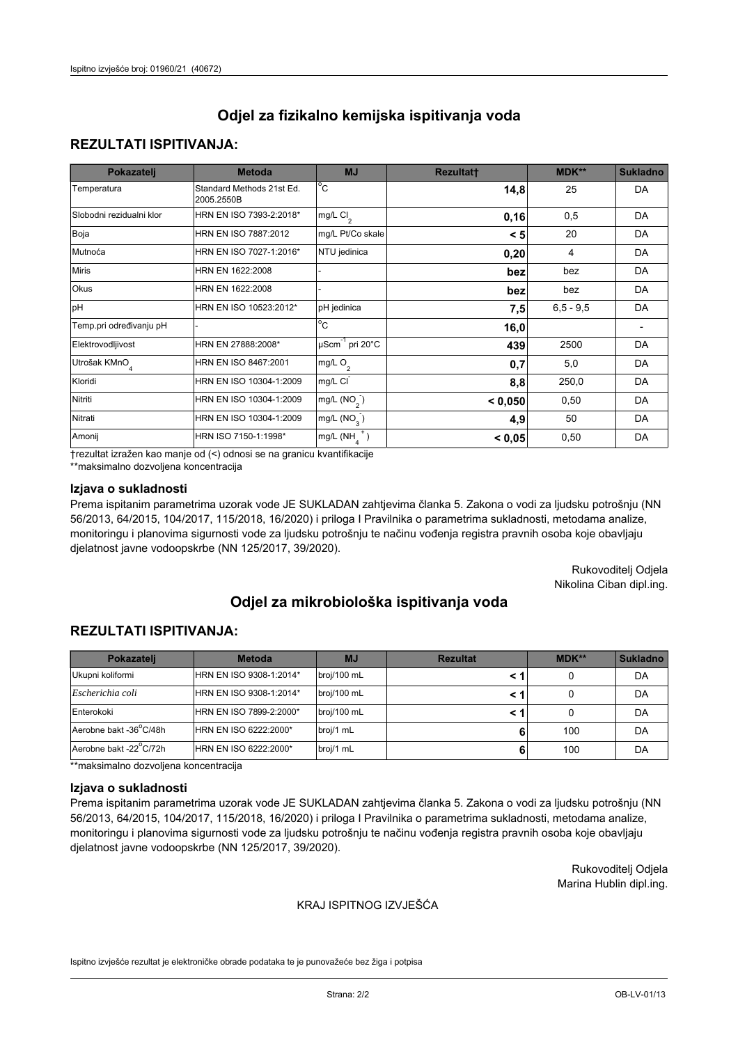# Odjel za fizikalno kemijska ispitivanja voda

## REZULTATI ISPITIVANJA:

| Pokazatelj | Metoda | MJ | Rezultat† | MDK** | Sukladno |
|---|---|---|---|---|---|
| Temperatura | Standard Methods 21st Ed. 2005.2550B | °C | **14,8** | 25 | DA |
| Slobodni rezidualni klor | HRN EN ISO 7393-2:2018* | mg/L $Cl_2$ | **0,16** | 0,5 | DA |
| Boja | HRN EN ISO 7887:2012 | mg/L Pt/Co skale | **< 5** | 20 | DA |
| Mutnoća | HRN EN ISO 7027-1:2016* | NTU jedinica | **0,20** | 4 | DA |
| Miris | HRN EN 1622:2008 | - | **bez** | bez | DA |
| Okus | HRN EN 1622:2008 | - | **bez** | bez | DA |
| pH | HRN EN ISO 10523:2012* | pH jedinica | **7,5** | 6,5 - 9,5 | DA |
| Temp.pri određivanju pH | - | °C | **16,0** | | - |
| Elektrovodljivost | HRN EN 27888:2008* | $\mu Scm^{-1}$ pri 20°C | **439** | 2500 | DA |
| Utrošak $KMnO_4$ | HRN EN ISO 8467:2001 | mg/L $O_2$ | **0,7** | 5,0 | DA |
| Kloridi | HRN EN ISO 10304-1:2009 | mg/L $Cl^-$ | **8,8** | 250,0 | DA |
| Nitriti | HRN EN ISO 10304-1:2009 | mg/L ($NO_2^-$) | **< 0,050** | 0,50 | DA |
| Nitrati | HRN EN ISO 10304-1:2009 | mg/L ($NO_3^-$) | **4,9** | 50 | DA |
| Amonij | HRN ISO 7150-1:1998* | mg/L ($NH_4^+$) | **< 0,05** | 0,50 | DA |

†rezultat izražen kao manje od (<) odnosi se na granicu kvantifikacije

**maksimalno dozvoljena koncentracija

### Izjava o sukladnosti

Prema ispitanim parametrima uzorak vode JE SUKLADAN zahtjevima članka 5. Zakona o vodi za ljudsku potrošnju (NN 56/2013, 64/2015, 104/2017, 115/2018, 16/2020) i priloga I Pravilnika o parametrima sukladnosti, metodama analize, monitoringu i planovima sigurnosti vode za ljudsku potrošnju te načinu vođenja registra pravnih osoba koje obavljaju djelatnost javne vodoopskrbe (NN 125/2017, 39/2020).

Rukovoditelj Odjela
Nikolina Ciban dipl.ing.

# Odjel za mikrobiološka ispitivanja voda

## REZULTATI ISPITIVANJA:

| Pokazatelj | Metoda | MJ | Rezultat | MDK** | Sukladno |
|---|---|---|---|---|---|
| Ukupni koliformi | HRN EN ISO 9308-1:2014* | broj/100 mL | **< 1** | 0 | DA |
| *Escherichia coli* | HRN EN ISO 9308-1:2014* | broj/100 mL | **< 1** | 0 | DA |
| Enterokoki | HRN EN ISO 7899-2:2000* | broj/100 mL | **< 1** | 0 | DA |
| Aerobne bakt -36°C/48h | HRN EN ISO 6222:2000* | broj/1 mL | **6** | 100 | DA |
| Aerobne bakt -22°C/72h | HRN EN ISO 6222:2000* | broj/1 mL | **6** | 100 | DA |

**maksimalno dozvoljena koncentracija

### Izjava o sukladnosti

Prema ispitanim parametrima uzorak vode JE SUKLADAN zahtjevima članka 5. Zakona o vodi za ljudsku potrošnju (NN 56/2013, 64/2015, 104/2017, 115/2018, 16/2020) i priloga I Pravilnika o parametrima sukladnosti, metodama analize, monitoringu i planovima sigurnosti vode za ljudsku potrošnju te načinu vođenja registra pravnih osoba koje obavljaju djelatnost javne vodoopskrbe (NN 125/2017, 39/2020).

Rukovoditelj Odjela
Marina Hublin dipl.ing.

KRAJ ISPITNOG IZVJEŠĆA

Ispitno izvješće rezultat je elektroničke obrade podataka te je punovažeće bez žiga i potpisa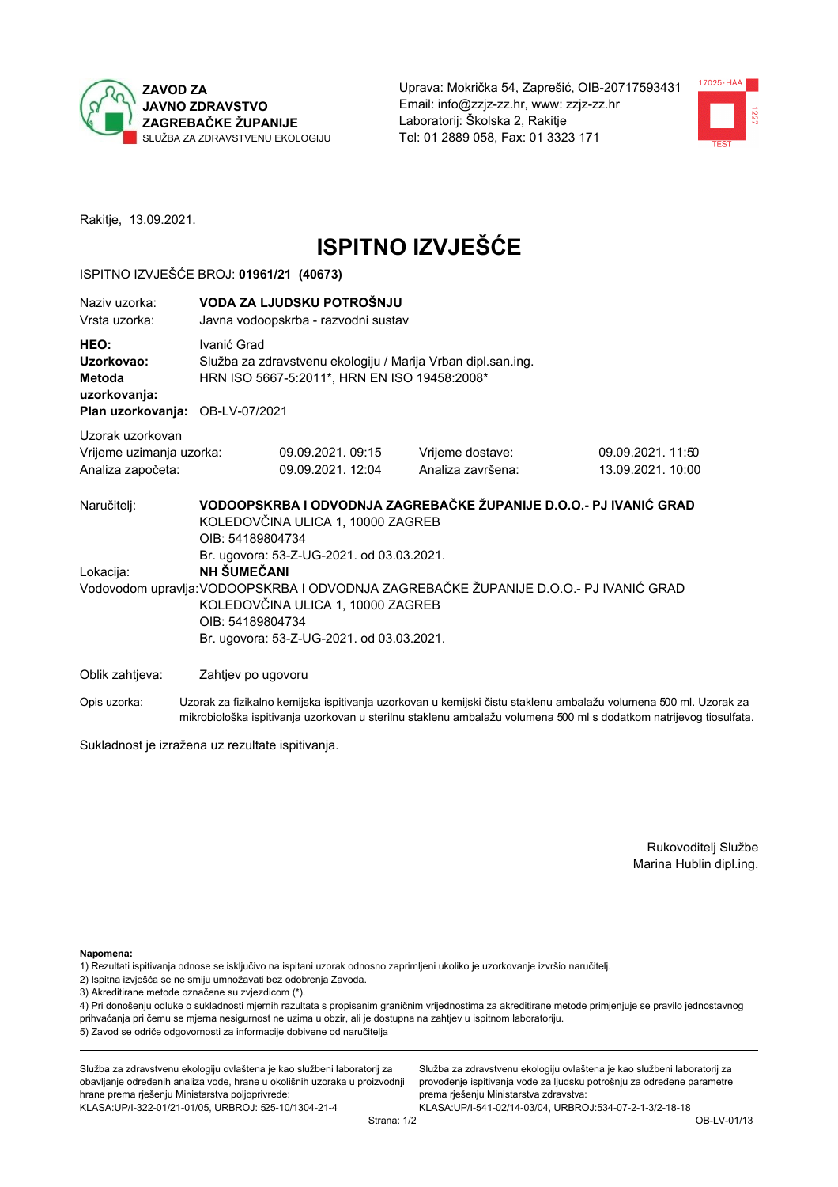**ZAVOD ZA JAVNO ZDRAVSTVO ZAGREBAČKE ŽUPANIJE**
SLUŽBA ZA ZDRAVSTVENU EKOLOGIJU

Uprava: Mokrička 54, Zaprešić, OIB-20717593431
Email: info@zzjz-zz.hr, www: zzjz-zz.hr
Laboratorij: Školska 2, Rakitje
Tel: 01 2889 058, Fax: 01 3323 171

Rakitje, 13.09.2021.

# ISPITNO IZVJEŠĆE

ISPITNO IZVJEŠĆE BROJ: **01961/21 (40673)**

| | |
|---|---|
| Naziv uzorka: | **VODA ZA LJUDSKU POTROŠNJU** |
| Vrsta uzorka: | Javna vodoopskrba - razvodni sustav |
| **HEO:** | Ivanić Grad |
| **Uzorkovao:** | Služba za zdravstvenu ekologiju / Marija Vrban dipl.san.ing. |
| **Metoda uzorkovanja:** | HRN ISO 5667-5:2011*, HRN EN ISO 19458:2008* |
| **Plan uzorkovanja:** | OB-LV-07/2021 |

Uzorak uzorkovan

| | | | |
|---|---|---|---|
| Vrijeme uzimanja uzorka: | 09.09.2021. 09:15 | Vrijeme dostave: | 09.09.2021. 11:50 |
| Analiza započeta: | 09.09.2021. 12:04 | Analiza završena: | 13.09.2021. 10:00 |

Naručitelj: **VODOOPSKRBA I ODVODNJA ZAGREBAČKE ŽUPANIJE D.O.O.- PJ IVANIĆ GRAD**
KOLEDOVČINA ULICA 1, 10000 ZAGREB
OIB: 54189804734
Br. ugovora: 53-Z-UG-2021. od 03.03.2021.

Lokacija: **NH ŠUMEČANI**

Vodovodom upravlja: VODOOPSKRBA I ODVODNJA ZAGREBAČKE ŽUPANIJE D.O.O.- PJ IVANIĆ GRAD
KOLEDOVČINA ULICA 1, 10000 ZAGREB
OIB: 54189804734
Br. ugovora: 53-Z-UG-2021. od 03.03.2021.

Oblik zahtjeva: Zahtjev po ugovoru

Opis uzorka: Uzorak za fizikalno kemijska ispitivanja uzorkovan u kemijski čistu staklenu ambalažu volumena 500 ml. Uzorak za mikrobiološka ispitivanja uzorkovan u sterilnu staklenu ambalažu volumena 500 ml s dodatkom natrijevog tiosulfata.

Sukladnost je izražena uz rezultate ispitivanja.

Rukovoditelj Službe
Marina Hublin dipl.ing.

**Napomena:**
1) Rezultati ispitivanja odnose se isključivo na ispitani uzorak odnosno zaprimljeni ukoliko je uzorkovanje izvršio naručitelj.
2) Ispitna izvješća se ne smiju umnožavati bez odobrenja Zavoda.
3) Akreditirane metode označene su zvjezdicom (*).
4) Pri donošenju odluke o sukladnosti mjernih razultata s propisanim graničnim vrijednostima za akreditirane metode primjenjuje se pravilo jednostavnog prihvaćanja pri čemu se mjerna nesigurnost ne uzima u obzir, ali je dostupna na zahtjev u ispitnom laboratoriju.
5) Zavod se odriče odgovornosti za informacije dobivene od naručitelja

Služba za zdravstvenu ekologiju ovlaštena je kao službeni laboratorij za obavljanje određenih analiza vode, hrane u okolišnih uzoraka u proizvodnji hrane prema rješenju Ministarstva poljoprivrede: KLASA:UP/I-322-01/21-01/05, URBROJ: 525-10/1304-21-4

Služba za zdravstvenu ekologiju ovlaštena je kao službeni laboratorij za provođenje ispitivanja vode za ljudsku potrošnju za određene parametre prema rješenju Ministarstva zdravstva: KLASA:UP/I-541-02/14-03/04, URBROJ:534-07-2-1-3/2-18-18

OB-LV-01/13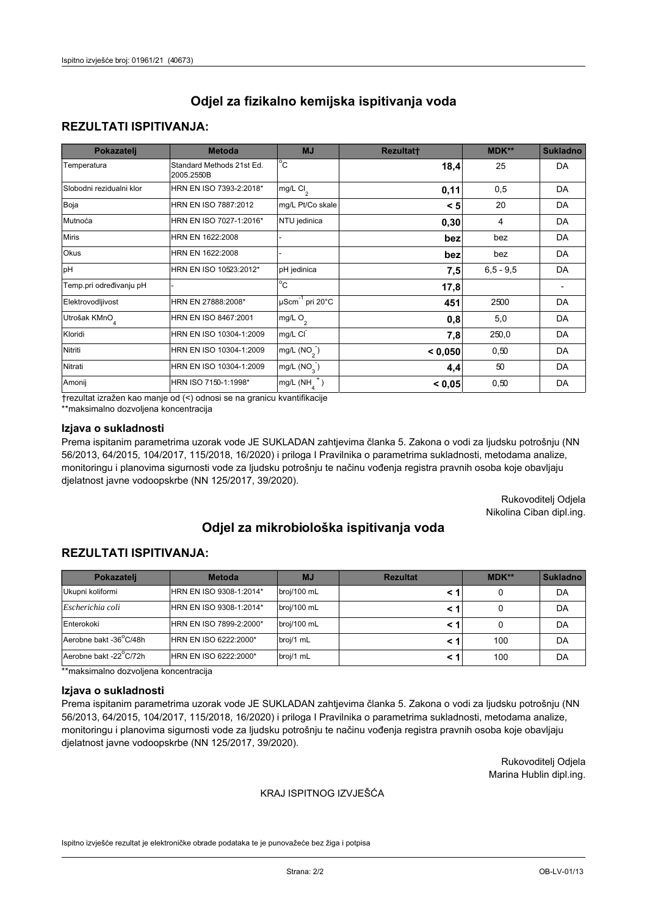# Odjel za fizikalno kemijska ispitivanja voda

## REZULTATI ISPITIVANJA:

| Pokazatelj | Metoda | MJ | Rezultat† | MDK** | Sukladno |
|---|---|---|---|---|---|
| Temperatura | Standard Methods 21st Ed. 2005.2550B | °C | **18,4** | 25 | DA |
| Slobodni rezidualni klor | HRN EN ISO 7393-2:2018* | mg/L $Cl_2$ | **0,11** | 0,5 | DA |
| Boja | HRN EN ISO 7887:2012 | mg/L Pt/Co skale | **< 5** | 20 | DA |
| Mutnoća | HRN EN ISO 7027-1:2016* | NTU jedinica | **0,30** | 4 | DA |
| Miris | HRN EN 1622:2008 | - | **bez** | bez | DA |
| Okus | HRN EN 1622:2008 | - | **bez** | bez | DA |
| pH | HRN EN ISO 10523:2012* | pH jedinica | **7,5** | 6,5 - 9,5 | DA |
| Temp.pri određivanju pH | - | °C | **17,8** | | - |
| Elektrovodljivost | HRN EN 27888:2008* | $\mu Scm^{-1}$ pri 20°C | **451** | 2500 | DA |
| Utrošak $KMnO_4$ | HRN EN ISO 8467:2001 | mg/L $O_2$ | **0,8** | 5,0 | DA |
| Kloridi | HRN EN ISO 10304-1:2009 | mg/L $Cl^-$ | **7,8** | 250,0 | DA |
| Nitriti | HRN EN ISO 10304-1:2009 | mg/L ($NO_2^-$) | **< 0,050** | 0,50 | DA |
| Nitrati | HRN EN ISO 10304-1:2009 | mg/L ($NO_3^-$) | **4,4** | 50 | DA |
| Amonij | HRN ISO 7150-1:1998* | mg/L ($NH_4^+$) | **< 0,05** | 0,50 | DA |

†rezultat izražen kao manje od (<) odnosi se na granicu kvantifikacije

**maksimalno dozvoljena koncentracija

### Izjava o sukladnosti

Prema ispitanim parametrima uzorak vode JE SUKLADAN zahtjevima članka 5. Zakona o vodi za ljudsku potrošnju (NN 56/2013, 64/2015, 104/2017, 115/2018, 16/2020) i priloga I Pravilnika o parametrima sukladnosti, metodama analize, monitoringu i planovima sigurnosti vode za ljudsku potrošnju te načinu vođenja registra pravnih osoba koje obavljaju djelatnost javne vodoopskrbe (NN 125/2017, 39/2020).

Rukovoditelj Odjela
Nikolina Ciban dipl.ing.

# Odjel za mikrobiološka ispitivanja voda

## REZULTATI ISPITIVANJA:

| Pokazatelj | Metoda | MJ | Rezultat | MDK** | Sukladno |
|---|---|---|---|---|---|
| Ukupni koliformi | HRN EN ISO 9308-1:2014* | broj/100 mL | **< 1** | 0 | DA |
| *Escherichia coli* | HRN EN ISO 9308-1:2014* | broj/100 mL | **< 1** | 0 | DA |
| Enterokoki | HRN EN ISO 7899-2:2000* | broj/100 mL | **< 1** | 0 | DA |
| Aerobne bakt -36°C/48h | HRN EN ISO 6222:2000* | broj/1 mL | **< 1** | 100 | DA |
| Aerobne bakt -22°C/72h | HRN EN ISO 6222:2000* | broj/1 mL | **< 1** | 100 | DA |

**maksimalno dozvoljena koncentracija

### Izjava o sukladnosti

Prema ispitanim parametrima uzorak vode JE SUKLADAN zahtjevima članka 5. Zakona o vodi za ljudsku potrošnju (NN 56/2013, 64/2015, 104/2017, 115/2018, 16/2020) i priloga I Pravilnika o parametrima sukladnosti, metodama analize, monitoringu i planovima sigurnosti vode za ljudsku potrošnju te načinu vođenja registra pravnih osoba koje obavljaju djelatnost javne vodoopskrbe (NN 125/2017, 39/2020).

Rukovoditelj Odjela
Marina Hublin dipl.ing.

KRAJ ISPITNOG IZVJEŠĆA

Ispitno izvješće rezultat je elektroničke obrade podataka te je punovažeće bez žiga i potpisa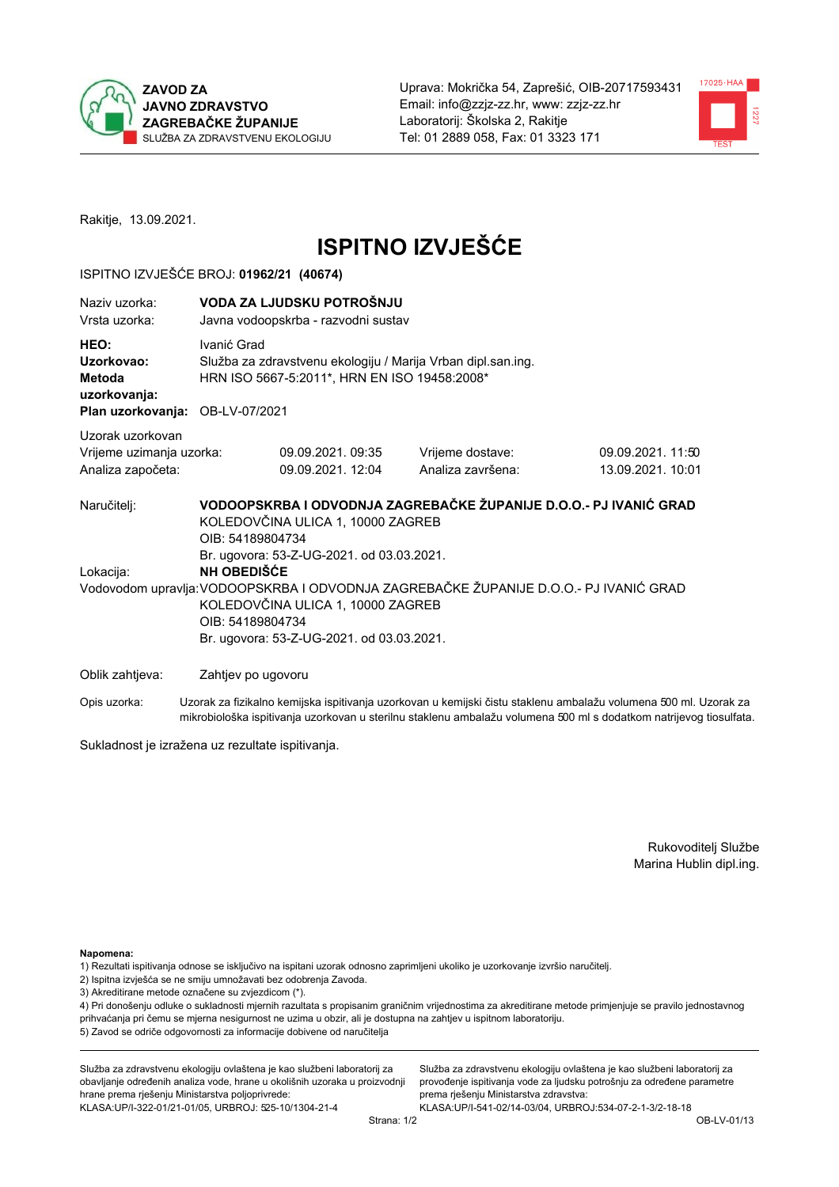**ZAVOD ZA JAVNO ZDRAVSTVO ZAGREBAČKE ŽUPANIJE**
SLUŽBA ZA ZDRAVSTVENU EKOLOGIJU

Uprava: Mokrička 54, Zaprešić, OIB-20717593431
Email: info@zzjz-zz.hr, www: zzjz-zz.hr
Laboratorij: Školska 2, Rakitje
Tel: 01 2889 058, Fax: 01 3323 171

Rakitje, 13.09.2021.

# ISPITNO IZVJEŠĆE

ISPITNO IZVJEŠĆE BROJ: **01962/21 (40674)**

| | |
|---|---|
| Naziv uzorka: | **VODA ZA LJUDSKU POTROŠNJU** |
| Vrsta uzorka: | Javna vodoopskrba - razvodni sustav |
| **HEO:** | Ivanić Grad |
| **Uzorkovao:** | Služba za zdravstvenu ekologiju / Marija Vrban dipl.san.ing. |
| **Metoda uzorkovanja:** | HRN ISO 5667-5:2011*, HRN EN ISO 19458:2008* |
| **Plan uzorkovanja:** | OB-LV-07/2021 |

Uzorak uzorkovan

| | | | |
|---|---|---|---|
| Vrijeme uzimanja uzorka: | 09.09.2021. 09:35 | Vrijeme dostave: | 09.09.2021. 11:50 |
| Analiza započeta: | 09.09.2021. 12:04 | Analiza završena: | 13.09.2021. 10:01 |

Naručitelj: **VODOOPSKRBA I ODVODNJA ZAGREBAČKE ŽUPANIJE D.O.O.- PJ IVANIĆ GRAD**
KOLEDOVČINA ULICA 1, 10000 ZAGREB
OIB: 54189804734
Br. ugovora: 53-Z-UG-2021. od 03.03.2021.

Lokacija: **NH OBEDIŠĆE**

Vodovodom upravlja: VODOOPSKRBA I ODVODNJA ZAGREBAČKE ŽUPANIJE D.O.O.- PJ IVANIĆ GRAD
KOLEDOVČINA ULICA 1, 10000 ZAGREB
OIB: 54189804734
Br. ugovora: 53-Z-UG-2021. od 03.03.2021.

Oblik zahtjeva: Zahtjev po ugovoru

Opis uzorka: Uzorak za fizikalno kemijska ispitivanja uzorkovan u kemijski čistu staklenu ambalažu volumena 500 ml. Uzorak za mikrobiološka ispitivanja uzorkovan u sterilnu staklenu ambalažu volumena 500 ml s dodatkom natrijevog tiosulfata.

Sukladnost je izražena uz rezultate ispitivanja.

Rukovoditelj Službe
Marina Hublin dipl.ing.

**Napomena:**
1) Rezultati ispitivanja odnose se isključivo na ispitani uzorak odnosno zaprimljeni ukoliko je uzorkovanje izvršio naručitelj.
2) Ispitna izvješća se ne smiju umnožavati bez odobrenja Zavoda.
3) Akreditirane metode označene su zvjezdicom (*).
4) Pri donošenju odluke o sukladnosti mjernih razultata s propisanim graničnim vrijednostima za akreditirane metode primjenjuje se pravilo jednostavnog prihvaćanja pri čemu se mjerna nesigurnost ne uzima u obzir, ali je dostupna na zahtjev u ispitnom laboratoriju.
5) Zavod se odriče odgovornosti za informacije dobivene od naručitelja

Služba za zdravstvenu ekologiju ovlaštena je kao službeni laboratorij za obavljanje određenih analiza vode, hrane u okolišnih uzoraka u proizvodnji hrane prema rješenju Ministarstva poljoprivrede: KLASA:UP/I-322-01/21-01/05, URBROJ: 525-10/1304-21-4

Služba za zdravstvenu ekologiju ovlaštena je kao službeni laboratorij za provođenje ispitivanja vode za ljudsku potrošnju za određene parametre prema rješenju Ministarstva zdravstva: KLASA:UP/I-541-02/14-03/04, URBROJ:534-07-2-1-3/2-18-18

OB-LV-01/13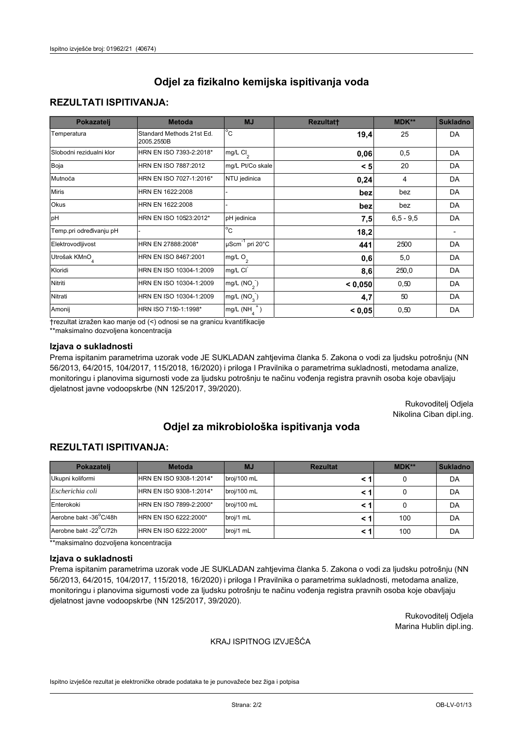# Odjel za fizikalno kemijska ispitivanja voda

## REZULTATI ISPITIVANJA:

| Pokazatelj | Metoda | MJ | Rezultat† | MDK** | Sukladno |
|---|---|---|---|---|---|
| Temperatura | Standard Methods 21st Ed. 2005.2550B | °C | **19,4** | 25 | DA |
| Slobodni rezidualni klor | HRN EN ISO 7393-2:2018* | mg/L $Cl_2$ | **0,06** | 0,5 | DA |
| Boja | HRN EN ISO 7887:2012 | mg/L Pt/Co skale | **< 5** | 20 | DA |
| Mutnoća | HRN EN ISO 7027-1:2016* | NTU jedinica | **0,24** | 4 | DA |
| Miris | HRN EN 1622:2008 | - | **bez** | bez | DA |
| Okus | HRN EN 1622:2008 | - | **bez** | bez | DA |
| pH | HRN EN ISO 10523:2012* | pH jedinica | **7,5** | 6,5 - 9,5 | DA |
| Temp.pri određivanju pH | - | °C | **18,2** | | - |
| Elektrovodljivost | HRN EN 27888:2008* | $\mu Scm^{-1}$ pri 20°C | **441** | 2500 | DA |
| Utrošak $KMnO_4$ | HRN EN ISO 8467:2001 | mg/L $O_2$ | **0,6** | 5,0 | DA |
| Kloridi | HRN EN ISO 10304-1:2009 | mg/L $Cl^-$ | **8,6** | 250,0 | DA |
| Nitriti | HRN EN ISO 10304-1:2009 | mg/L ($NO_2^-$) | **< 0,050** | 0,50 | DA |
| Nitrati | HRN EN ISO 10304-1:2009 | mg/L ($NO_3^-$) | **4,7** | 50 | DA |
| Amonij | HRN ISO 7150-1:1998* | mg/L ($NH_4^+$) | **< 0,05** | 0,50 | DA |

†rezultat izražen kao manje od (<) odnosi se na granicu kvantifikacije
**maksimalno dozvoljena koncentracija

### Izjava o sukladnosti

Prema ispitanim parametrima uzorak vode JE SUKLADAN zahtjevima članka 5. Zakona o vodi za ljudsku potrošnju (NN 56/2013, 64/2015, 104/2017, 115/2018, 16/2020) i priloga I Pravilnika o parametrima sukladnosti, metodama analize, monitoringu i planovima sigurnosti vode za ljudsku potrošnju te načinu vođenja registra pravnih osoba koje obavljaju djelatnost javne vodoopskrbe (NN 125/2017, 39/2020).

Rukovoditelj Odjela
Nikolina Ciban dipl.ing.

# Odjel za mikrobiološka ispitivanja voda

## REZULTATI ISPITIVANJA:

| Pokazatelj | Metoda | MJ | Rezultat | MDK** | Sukladno |
|---|---|---|---|---|---|
| Ukupni koliformi | HRN EN ISO 9308-1:2014* | broj/100 mL | **< 1** | 0 | DA |
| *Escherichia coli* | HRN EN ISO 9308-1:2014* | broj/100 mL | **< 1** | 0 | DA |
| Enterokoki | HRN EN ISO 7899-2:2000* | broj/100 mL | **< 1** | 0 | DA |
| Aerobne bakt -36°C/48h | HRN EN ISO 6222:2000* | broj/1 mL | **< 1** | 100 | DA |
| Aerobne bakt -22°C/72h | HRN EN ISO 6222:2000* | broj/1 mL | **< 1** | 100 | DA |

**maksimalno dozvoljena koncentracija

### Izjava o sukladnosti

Prema ispitanim parametrima uzorak vode JE SUKLADAN zahtjevima članka 5. Zakona o vodi za ljudsku potrošnju (NN 56/2013, 64/2015, 104/2017, 115/2018, 16/2020) i priloga I Pravilnika o parametrima sukladnosti, metodama analize, monitoringu i planovima sigurnosti vode za ljudsku potrošnju te načinu vođenja registra pravnih osoba koje obavljaju djelatnost javne vodoopskrbe (NN 125/2017, 39/2020).

Rukovoditelj Odjela
Marina Hublin dipl.ing.

KRAJ ISPITNOG IZVJEŠĆA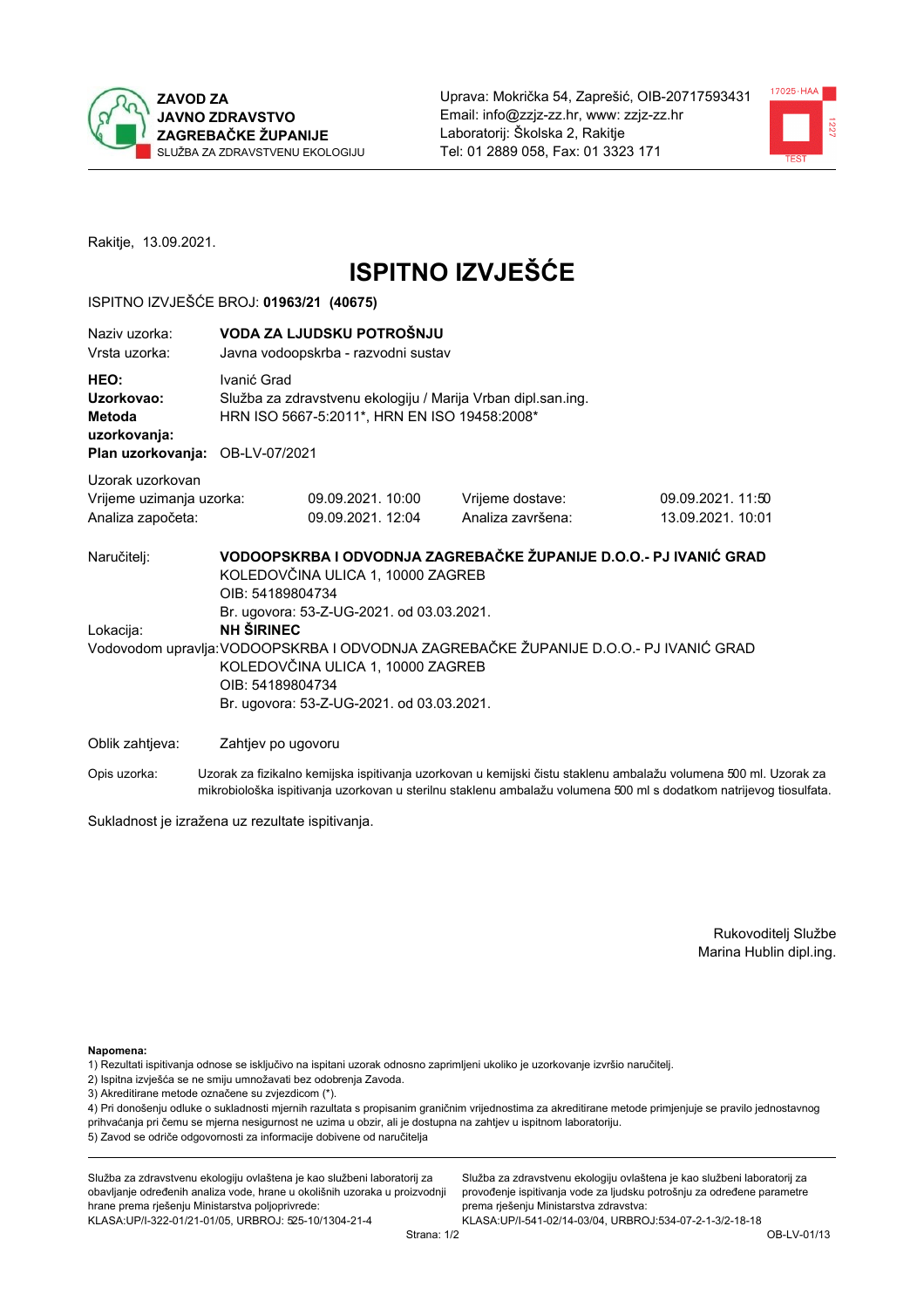**ZAVOD ZA JAVNO ZDRAVSTVO ZAGREBAČKE ŽUPANIJE**
SLUŽBA ZA ZDRAVSTVENU EKOLOGIJU

Uprava: Mokrička 54, Zaprešić, OIB-20717593431
Email: info@zzjz-zz.hr, www: zzjz-zz.hr
Laboratorij: Školska 2, Rakitje
Tel: 01 2889 058, Fax: 01 3323 171

Rakitje, 13.09.2021.

# ISPITNO IZVJEŠĆE

ISPITNO IZVJEŠĆE BROJ: **01963/21 (40675)**

| | |
|---|---|
| Naziv uzorka: | **VODA ZA LJUDSKU POTROŠNJU** |
| Vrsta uzorka: | Javna vodoopskrba - razvodni sustav |
| **HEO:** | Ivanić Grad |
| **Uzorkovao:** | Služba za zdravstvenu ekologiju / Marija Vrban dipl.san.ing. |
| **Metoda uzorkovanja:** | HRN ISO 5667-5:2011*, HRN EN ISO 19458:2008* |
| **Plan uzorkovanja:** | OB-LV-07/2021 |

Uzorak uzorkovan

| | | | |
|---|---|---|---|
| Vrijeme uzimanja uzorka: | 09.09.2021. 10:00 | Vrijeme dostave: | 09.09.2021. 11:50 |
| Analiza započeta: | 09.09.2021. 12:04 | Analiza završena: | 13.09.2021. 10:01 |

Naručitelj: **VODOOPSKRBA I ODVODNJA ZAGREBAČKE ŽUPANIJE D.O.O.- PJ IVANIĆ GRAD**
KOLEDOVČINA ULICA 1, 10000 ZAGREB
OIB: 54189804734
Br. ugovora: 53-Z-UG-2021. od 03.03.2021.

Lokacija: **NH ŠIRINEC**

Vodovodom upravlja: VODOOPSKRBA I ODVODNJA ZAGREBAČKE ŽUPANIJE D.O.O.- PJ IVANIĆ GRAD
KOLEDOVČINA ULICA 1, 10000 ZAGREB
OIB: 54189804734
Br. ugovora: 53-Z-UG-2021. od 03.03.2021.

Oblik zahtjeva: Zahtjev po ugovoru

Opis uzorka: Uzorak za fizikalno kemijska ispitivanja uzorkovan u kemijski čistu staklenu ambalažu volumena 500 ml. Uzorak za mikrobiološka ispitivanja uzorkovan u sterilnu staklenu ambalažu volumena 500 ml s dodatkom natrijevog tiosulfata.

Sukladnost je izražena uz rezultate ispitivanja.

Rukovoditelj Službe
Marina Hublin dipl.ing.

**Napomena:**
1) Rezultati ispitivanja odnose se isključivo na ispitani uzorak odnosno zaprimljeni ukoliko je uzorkovanje izvršio naručitelj.
2) Ispitna izvješća se ne smiju umnožavati bez odobrenja Zavoda.
3) Akreditirane metode označene su zvjezdicom (*).
4) Pri donošenju odluke o sukladnosti mjernih razultata s propisanim graničnim vrijednostima za akreditirane metode primjenjuje se pravilo jednostavnog prihvaćanja pri čemu se mjerna nesigurnost ne uzima u obzir, ali je dostupna na zahtjev u ispitnom laboratoriju.
5) Zavod se odriče odgovornosti za informacije dobivene od naručitelja

Služba za zdravstvenu ekologiju ovlaštena je kao službeni laboratorij za obavljanje određenih analiza vode, hrane u okolišnih uzoraka u proizvodnji hrane prema rješenju Ministarstva poljoprivrede:
KLASA:UP/I-322-01/21-01/05, URBROJ: 525-10/1304-21-4

Služba za zdravstvenu ekologiju ovlaštena je kao službeni laboratorij za provođenje ispitivanja vode za ljudsku potrošnju za određene parametre prema rješenju Ministarstva zdravstva:
KLASA:UP/I-541-02/14-03/04, URBROJ:534-07-2-1-3/2-18-18

OB-LV-01/13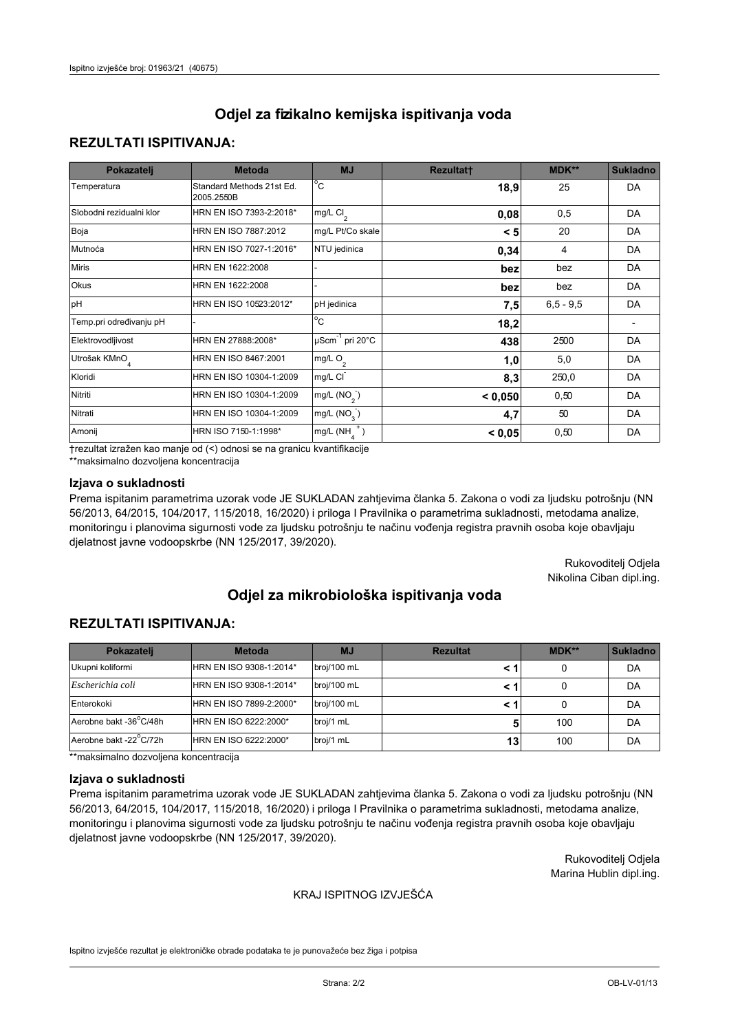# Odjel za fizikalno kemijska ispitivanja voda

## REZULTATI ISPITIVANJA:

| Pokazatelj | Metoda | MJ | Rezultat† | MDK** | Sukladno |
|---|---|---|---|---|---|
| Temperatura | Standard Methods 21st Ed. 2005.2550B | °C | **18,9** | 25 | DA |
| Slobodni rezidualni klor | HRN EN ISO 7393-2:2018* | mg/L $Cl_2$ | **0,08** | 0,5 | DA |
| Boja | HRN EN ISO 7887:2012 | mg/L Pt/Co skale | **< 5** | 20 | DA |
| Mutnoća | HRN EN ISO 7027-1:2016* | NTU jedinica | **0,34** | 4 | DA |
| Miris | HRN EN 1622:2008 | - | **bez** | bez | DA |
| Okus | HRN EN 1622:2008 | - | **bez** | bez | DA |
| pH | HRN EN ISO 10523:2012* | pH jedinica | **7,5** | 6,5 - 9,5 | DA |
| Temp.pri određivanju pH | - | °C | **18,2** | | - |
| Elektrovodljivost | HRN EN 27888:2008* | $\mu Scm^{-1}$ pri 20°C | **438** | 2500 | DA |
| Utrošak $KMnO_4$ | HRN EN ISO 8467:2001 | mg/L $O_2$ | **1,0** | 5,0 | DA |
| Kloridi | HRN EN ISO 10304-1:2009 | mg/L $Cl^-$ | **8,3** | 250,0 | DA |
| Nitriti | HRN EN ISO 10304-1:2009 | mg/L $(NO_2^-)$ | **< 0,050** | 0,50 | DA |
| Nitrati | HRN EN ISO 10304-1:2009 | mg/L $(NO_3^-)$ | **4,7** | 50 | DA |
| Amonij | HRN ISO 7150-1:1998* | mg/L $(NH_4^+)$ | **< 0,05** | 0,50 | DA |

†rezultat izražen kao manje od (<) odnosi se na granicu kvantifikacije
**maksimalno dozvoljena koncentracija

### Izjava o sukladnosti

Prema ispitanim parametrima uzorak vode JE SUKLADAN zahtjevima članka 5. Zakona o vodi za ljudsku potrošnju (NN 56/2013, 64/2015, 104/2017, 115/2018, 16/2020) i priloga I Pravilnika o parametrima sukladnosti, metodama analize, monitoringu i planovima sigurnosti vode za ljudsku potrošnju te načinu vođenja registra pravnih osoba koje obavljaju djelatnost javne vodoopskrbe (NN 125/2017, 39/2020).

Rukovoditelj Odjela
Nikolina Ciban dipl.ing.

# Odjel za mikrobiološka ispitivanja voda

## REZULTATI ISPITIVANJA:

| Pokazatelj | Metoda | MJ | Rezultat | MDK** | Sukladno |
|---|---|---|---|---|---|
| Ukupni koliformi | HRN EN ISO 9308-1:2014* | broj/100 mL | **< 1** | 0 | DA |
| *Escherichia coli* | HRN EN ISO 9308-1:2014* | broj/100 mL | **< 1** | 0 | DA |
| Enterokoki | HRN EN ISO 7899-2:2000* | broj/100 mL | **< 1** | 0 | DA |
| Aerobne bakt -36°C/48h | HRN EN ISO 6222:2000* | broj/1 mL | **5** | 100 | DA |
| Aerobne bakt -22°C/72h | HRN EN ISO 6222:2000* | broj/1 mL | **13** | 100 | DA |

**maksimalno dozvoljena koncentracija

### Izjava o sukladnosti

Prema ispitanim parametrima uzorak vode JE SUKLADAN zahtjevima članka 5. Zakona o vodi za ljudsku potrošnju (NN 56/2013, 64/2015, 104/2017, 115/2018, 16/2020) i priloga I Pravilnika o parametrima sukladnosti, metodama analize, monitoringu i planovima sigurnosti vode za ljudsku potrošnju te načinu vođenja registra pravnih osoba koje obavljaju djelatnost javne vodoopskrbe (NN 125/2017, 39/2020).

Rukovoditelj Odjela
Marina Hublin dipl.ing.

KRAJ ISPITNOG IZVJEŠĆA

Ispitno izvješće rezultat je elektroničke obrade podataka te je punovažeće bez žiga i potpisa